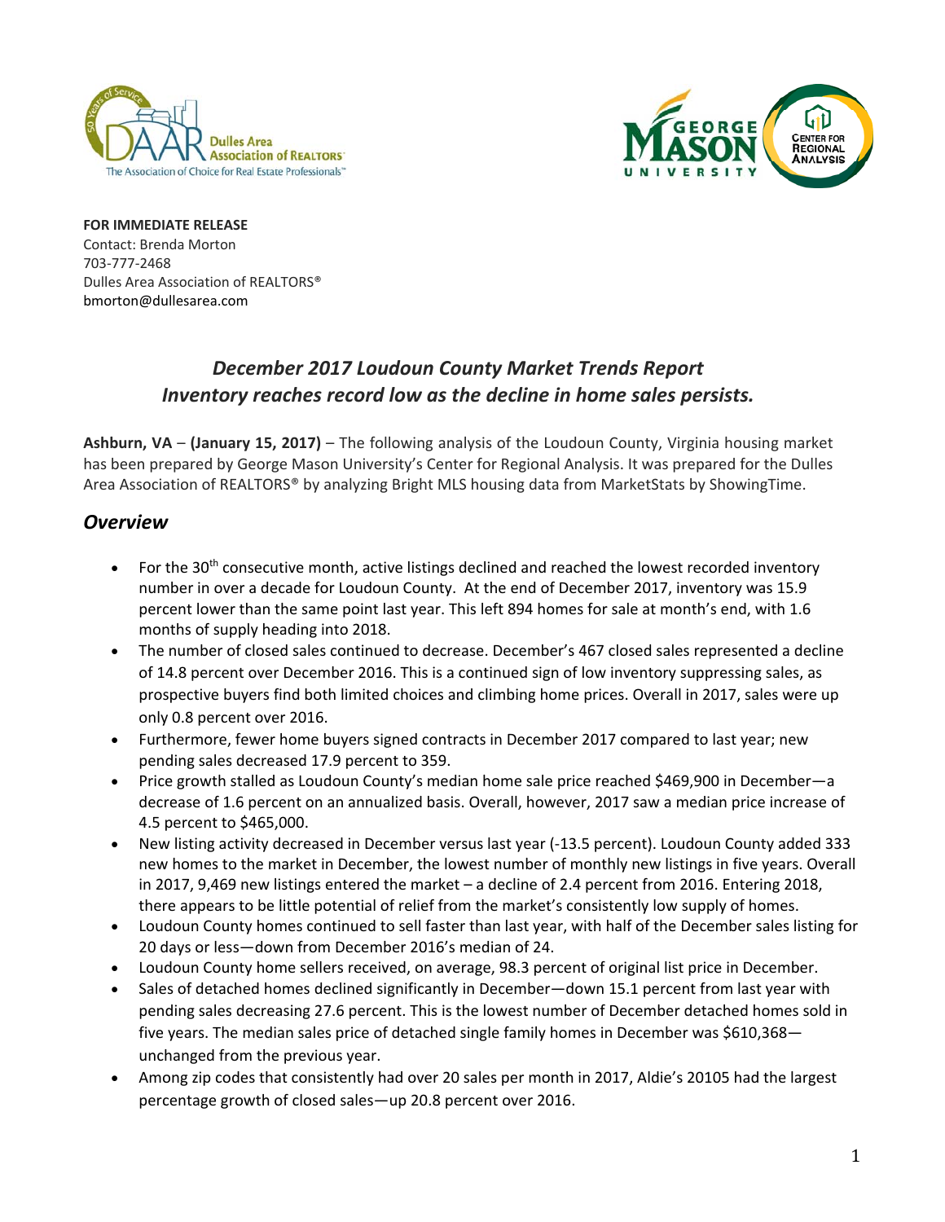**FOR IMMEDIATE RELEASE**
Contact: Brenda Morton
703-777-2468
Dulles Area Association of REALTORS®
bmorton@dullesarea.com

## *December 2017 Loudoun County Market Trends Report*
## *Inventory reaches record low as the decline in home sales persists.*

**Ashburn, VA** – **(January 15, 2017)** – The following analysis of the Loudoun County, Virginia housing market has been prepared by George Mason University's Center for Regional Analysis. It was prepared for the Dulles Area Association of REALTORS® by analyzing Bright MLS housing data from MarketStats by ShowingTime.

## *Overview*

- For the 30th consecutive month, active listings declined and reached the lowest recorded inventory number in over a decade for Loudoun County. At the end of December 2017, inventory was 15.9 percent lower than the same point last year. This left 894 homes for sale at month's end, with 1.6 months of supply heading into 2018.
- The number of closed sales continued to decrease. December's 467 closed sales represented a decline of 14.8 percent over December 2016. This is a continued sign of low inventory suppressing sales, as prospective buyers find both limited choices and climbing home prices. Overall in 2017, sales were up only 0.8 percent over 2016.
- Furthermore, fewer home buyers signed contracts in December 2017 compared to last year; new pending sales decreased 17.9 percent to 359.
- Price growth stalled as Loudoun County's median home sale price reached $469,900 in December—a decrease of 1.6 percent on an annualized basis. Overall, however, 2017 saw a median price increase of 4.5 percent to $465,000.
- New listing activity decreased in December versus last year (-13.5 percent). Loudoun County added 333 new homes to the market in December, the lowest number of monthly new listings in five years. Overall in 2017, 9,469 new listings entered the market – a decline of 2.4 percent from 2016. Entering 2018, there appears to be little potential of relief from the market's consistently low supply of homes.
- Loudoun County homes continued to sell faster than last year, with half of the December sales listing for 20 days or less—down from December 2016's median of 24.
- Loudoun County home sellers received, on average, 98.3 percent of original list price in December.
- Sales of detached homes declined significantly in December—down 15.1 percent from last year with pending sales decreasing 27.6 percent. This is the lowest number of December detached homes sold in five years. The median sales price of detached single family homes in December was $610,368—unchanged from the previous year.
- Among zip codes that consistently had over 20 sales per month in 2017, Aldie's 20105 had the largest percentage growth of closed sales—up 20.8 percent over 2016.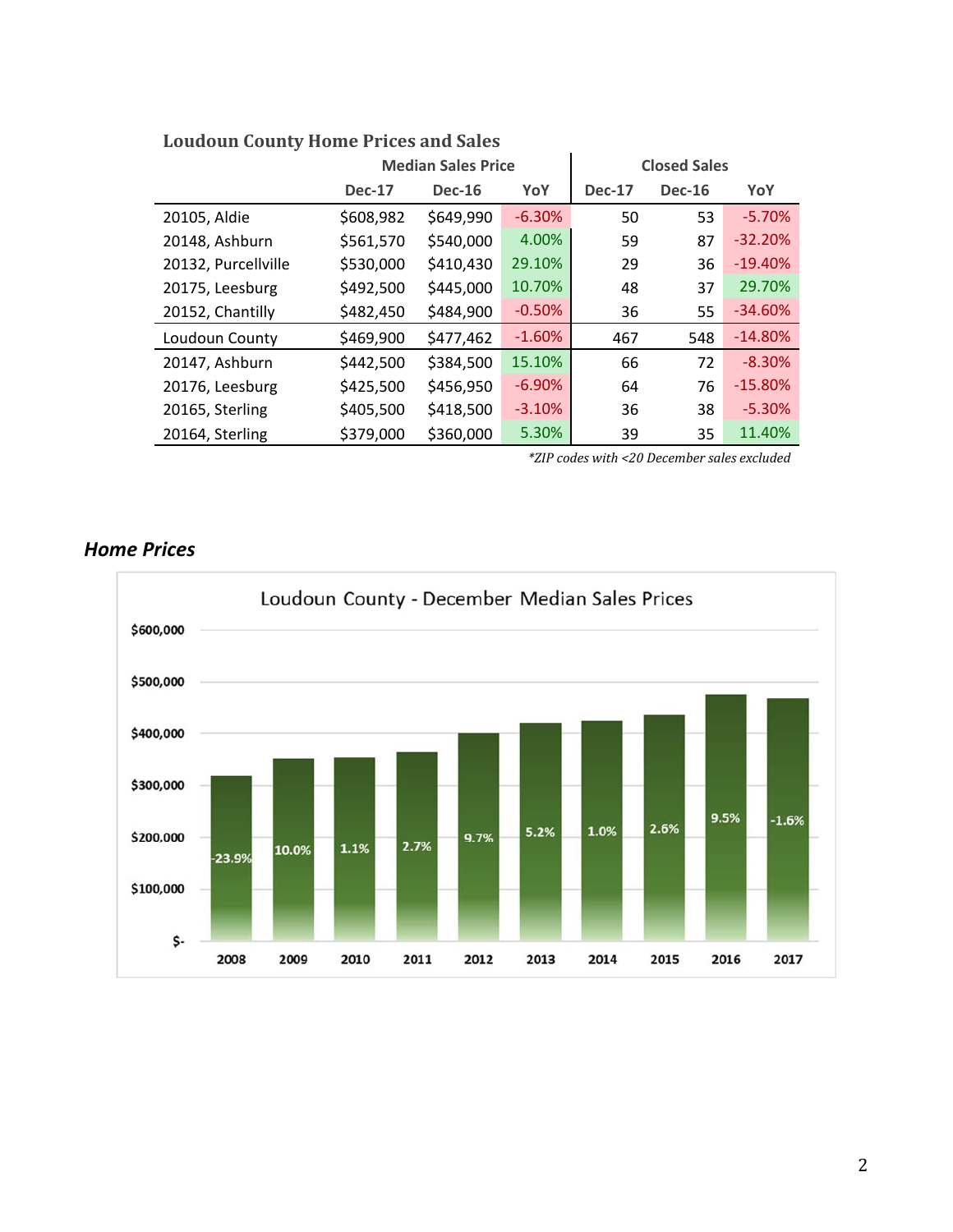**Loudoun County Home Prices and Sales**

| | Median Sales Price | | | Closed Sales | | |
|---|---|---|---|---|---|---|
| | Dec-17 | Dec-16 | YoY | Dec-17 | Dec-16 | YoY |
| 20105, Aldie | $608,982 | $649,990 | -6.30% | 50 | 53 | -5.70% |
| 20148, Ashburn | $561,570 | $540,000 | 4.00% | 59 | 87 | -32.20% |
| 20132, Purcellville | $530,000 | $410,430 | 29.10% | 29 | 36 | -19.40% |
| 20175, Leesburg | $492,500 | $445,000 | 10.70% | 48 | 37 | 29.70% |
| 20152, Chantilly | $482,450 | $484,900 | -0.50% | 36 | 55 | -34.60% |
| Loudoun County | $469,900 | $477,462 | -1.60% | 467 | 548 | -14.80% |
| 20147, Ashburn | $442,500 | $384,500 | 15.10% | 66 | 72 | -8.30% |
| 20176, Leesburg | $425,500 | $456,950 | -6.90% | 64 | 76 | -15.80% |
| 20165, Sterling | $405,500 | $418,500 | -3.10% | 36 | 38 | -5.30% |
| 20164, Sterling | $379,000 | $360,000 | 5.30% | 39 | 35 | 11.40% |

*\*ZIP codes with <20 December sales excluded*

### *Home Prices*

**Loudoun County - December Median Sales Prices**

| Year | 2008 | 2009 | 2010 | 2011 | 2012 | 2013 | 2014 | 2015 | 2016 | 2017 |
|---|---|---|---|---|---|---|---|---|---|---|
| YoY | -23.9% | 10.0% | 1.1% | 2.7% | 9.7% | 5.2% | 1.0% | 2.6% | 9.5% | -1.6% |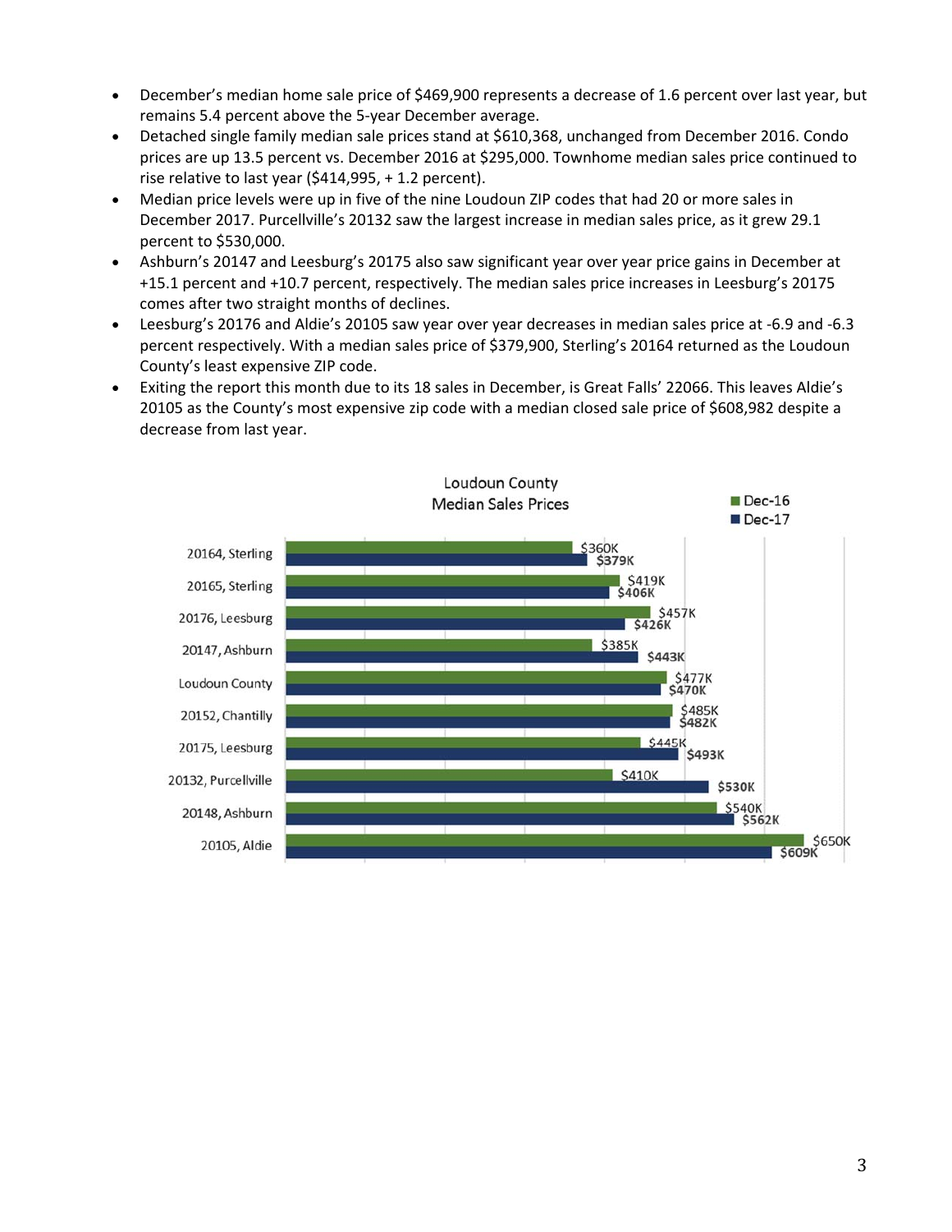- December's median home sale price of $469,900 represents a decrease of 1.6 percent over last year, but remains 5.4 percent above the 5-year December average.
- Detached single family median sale prices stand at $610,368, unchanged from December 2016. Condo prices are up 13.5 percent vs. December 2016 at $295,000. Townhome median sales price continued to rise relative to last year ($414,995, + 1.2 percent).
- Median price levels were up in five of the nine Loudoun ZIP codes that had 20 or more sales in December 2017. Purcellville's 20132 saw the largest increase in median sales price, as it grew 29.1 percent to $530,000.
- Ashburn's 20147 and Leesburg's 20175 also saw significant year over year price gains in December at +15.1 percent and +10.7 percent, respectively. The median sales price increases in Leesburg's 20175 comes after two straight months of declines.
- Leesburg's 20176 and Aldie's 20105 saw year over year decreases in median sales price at -6.9 and -6.3 percent respectively. With a median sales price of $379,900, Sterling's 20164 returned as the Loudoun County's least expensive ZIP code.
- Exiting the report this month due to its 18 sales in December, is Great Falls' 22066. This leaves Aldie's 20105 as the County's most expensive zip code with a median closed sale price of $608,982 despite a decrease from last year.

**Loudoun County Median Sales Prices**

| | Dec-16 | Dec-17 |
|---|---|---|
| 20164, Sterling | $360K | $379K |
| 20165, Sterling | $419K | $406K |
| 20176, Leesburg | $457K | $426K |
| 20147, Ashburn | $385K | $443K |
| Loudoun County | $477K | $470K |
| 20152, Chantilly | $485K | $482K |
| 20175, Leesburg | $445K | $493K |
| 20132, Purcellville | $410K | $530K |
| 20148, Ashburn | $540K | $562K |
| 20105, Aldie | $650K | $609K |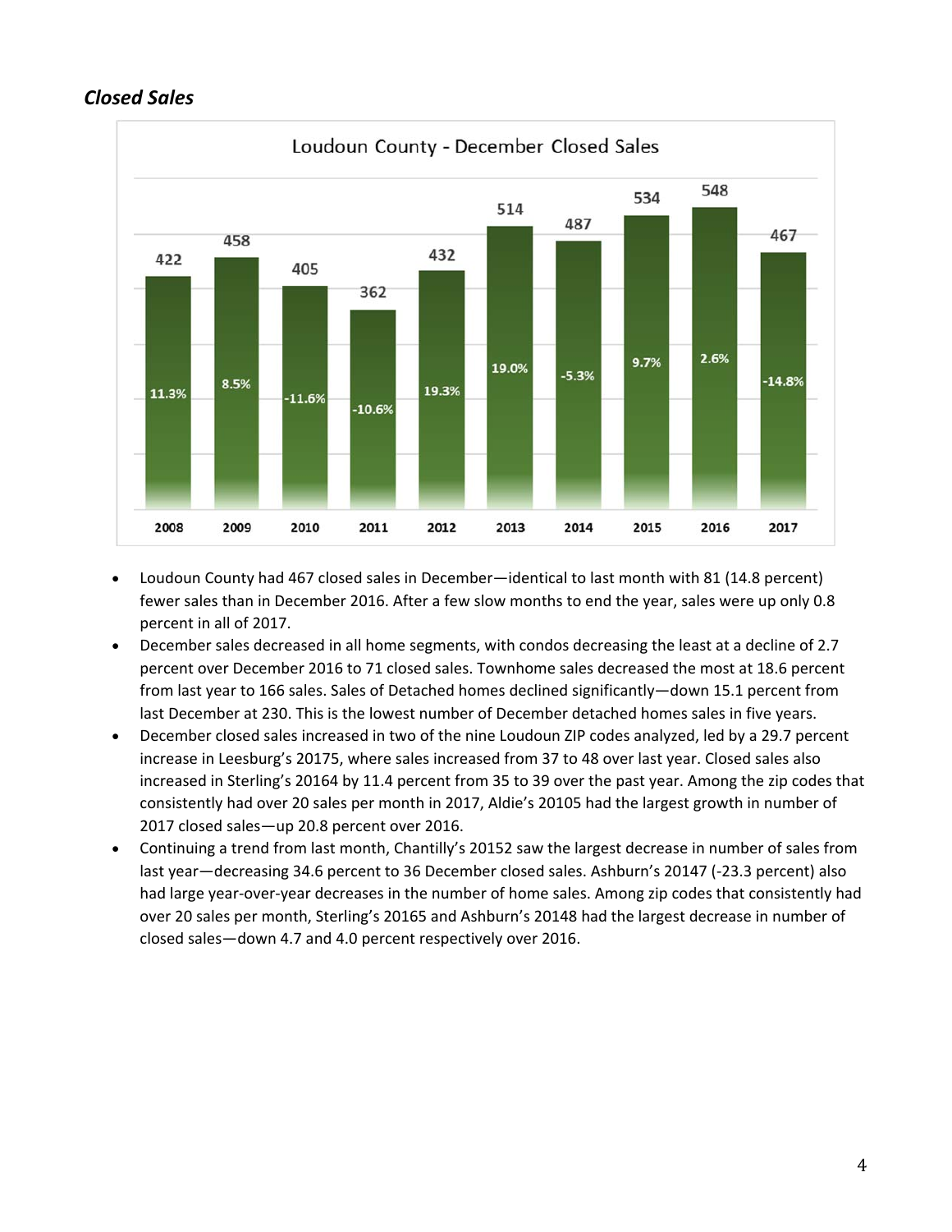### *Closed Sales*

**Loudoun County - December Closed Sales**

| Year | Closed Sales | YoY Change |
|---|---|---|
| 2008 | 422 | 11.3% |
| 2009 | 458 | 8.5% |
| 2010 | 405 | -11.6% |
| 2011 | 362 | -10.6% |
| 2012 | 432 | 19.3% |
| 2013 | 514 | 19.0% |
| 2014 | 487 | -5.3% |
| 2015 | 534 | 9.7% |
| 2016 | 548 | 2.6% |
| 2017 | 467 | -14.8% |

- Loudoun County had 467 closed sales in December—identical to last month with 81 (14.8 percent) fewer sales than in December 2016. After a few slow months to end the year, sales were up only 0.8 percent in all of 2017.
- December sales decreased in all home segments, with condos decreasing the least at a decline of 2.7 percent over December 2016 to 71 closed sales. Townhome sales decreased the most at 18.6 percent from last year to 166 sales. Sales of Detached homes declined significantly—down 15.1 percent from last December at 230. This is the lowest number of December detached homes sales in five years.
- December closed sales increased in two of the nine Loudoun ZIP codes analyzed, led by a 29.7 percent increase in Leesburg's 20175, where sales increased from 37 to 48 over last year. Closed sales also increased in Sterling's 20164 by 11.4 percent from 35 to 39 over the past year. Among the zip codes that consistently had over 20 sales per month in 2017, Aldie's 20105 had the largest growth in number of 2017 closed sales—up 20.8 percent over 2016.
- Continuing a trend from last month, Chantilly's 20152 saw the largest decrease in number of sales from last year—decreasing 34.6 percent to 36 December closed sales. Ashburn's 20147 (-23.3 percent) also had large year-over-year decreases in the number of home sales. Among zip codes that consistently had over 20 sales per month, Sterling's 20165 and Ashburn's 20148 had the largest decrease in number of closed sales—down 4.7 and 4.0 percent respectively over 2016.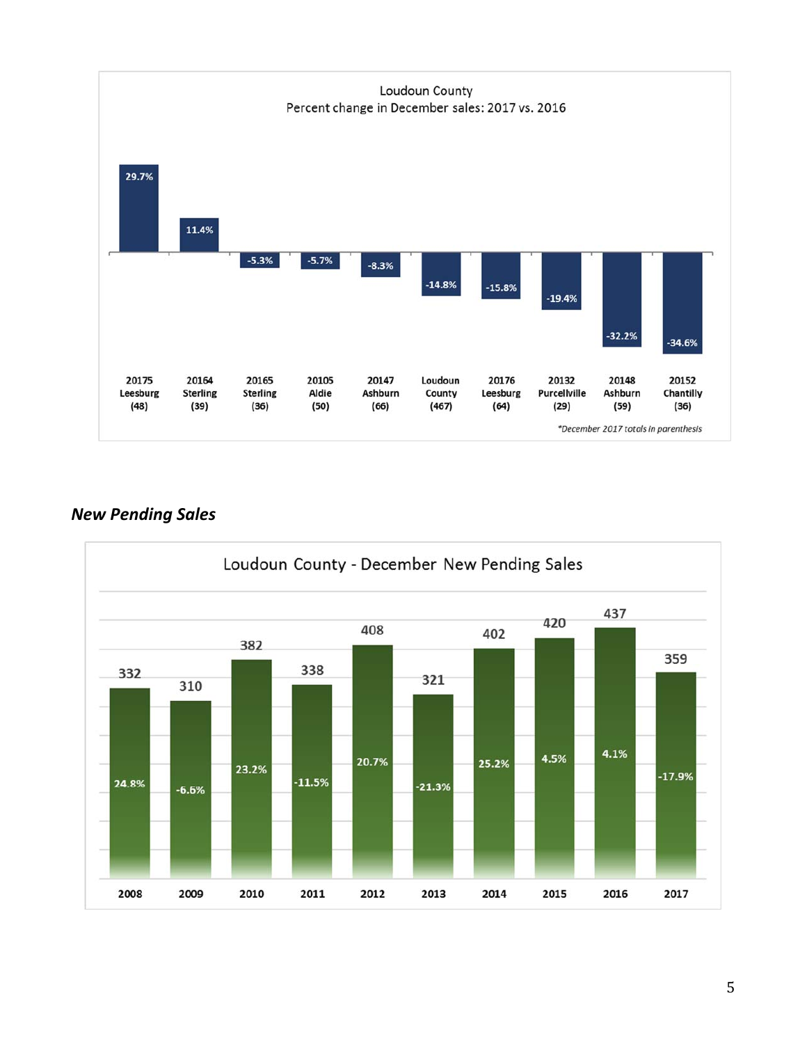**Loudoun County**
**Percent change in December sales: 2017 vs. 2016**

| Area | Percent change |
|---|---|
| 20175 Leesburg (48) | 29.7% |
| 20164 Sterling (39) | 11.4% |
| 20165 Sterling (36) | -5.3% |
| 20105 Aldie (50) | -5.7% |
| 20147 Ashburn (66) | -8.3% |
| Loudoun County (467) | -14.8% |
| 20176 Leesburg (64) | -15.8% |
| 20132 Purcellville (29) | -19.4% |
| 20148 Ashburn (59) | -32.2% |
| 20152 Chantilly (36) | -34.6% |

*December 2017 totals in parenthesis

### *New Pending Sales*

**Loudoun County - December New Pending Sales**

| Year | New Pending Sales | Percent change |
|---|---|---|
| 2008 | 332 | 24.8% |
| 2009 | 310 | -6.6% |
| 2010 | 382 | 23.2% |
| 2011 | 338 | -11.5% |
| 2012 | 408 | 20.7% |
| 2013 | 321 | -21.3% |
| 2014 | 402 | 25.2% |
| 2015 | 420 | 4.5% |
| 2016 | 437 | 4.1% |
| 2017 | 359 | -17.9% |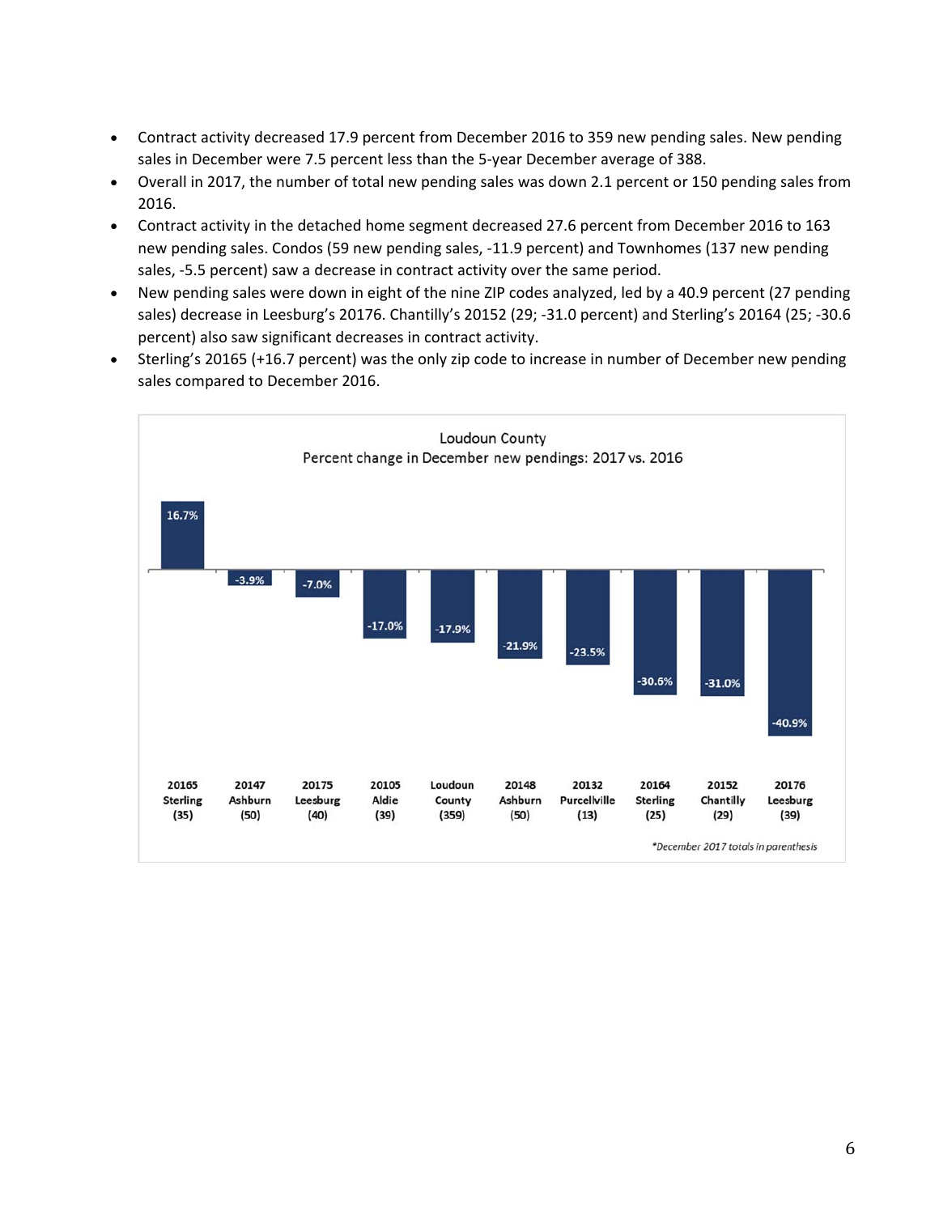- Contract activity decreased 17.9 percent from December 2016 to 359 new pending sales. New pending sales in December were 7.5 percent less than the 5-year December average of 388.
- Overall in 2017, the number of total new pending sales was down 2.1 percent or 150 pending sales from 2016.
- Contract activity in the detached home segment decreased 27.6 percent from December 2016 to 163 new pending sales. Condos (59 new pending sales, -11.9 percent) and Townhomes (137 new pending sales, -5.5 percent) saw a decrease in contract activity over the same period.
- New pending sales were down in eight of the nine ZIP codes analyzed, led by a 40.9 percent (27 pending sales) decrease in Leesburg's 20176. Chantilly's 20152 (29; -31.0 percent) and Sterling's 20164 (25; -30.6 percent) also saw significant decreases in contract activity.
- Sterling's 20165 (+16.7 percent) was the only zip code to increase in number of December new pending sales compared to December 2016.

**Loudoun County**
**Percent change in December new pendings: 2017 vs. 2016**

| Area | Percent change |
|---|---|
| 20165 Sterling (35) | 16.7% |
| 20147 Ashburn (50) | -3.9% |
| 20175 Leesburg (40) | -7.0% |
| 20105 Aldie (39) | -17.0% |
| Loudoun County (359) | -17.9% |
| 20148 Ashburn (50) | -21.9% |
| 20132 Purcellville (13) | -23.5% |
| 20164 Sterling (25) | -30.6% |
| 20152 Chantilly (29) | -31.0% |
| 20176 Leesburg (39) | -40.9% |

*December 2017 totals in parenthesis*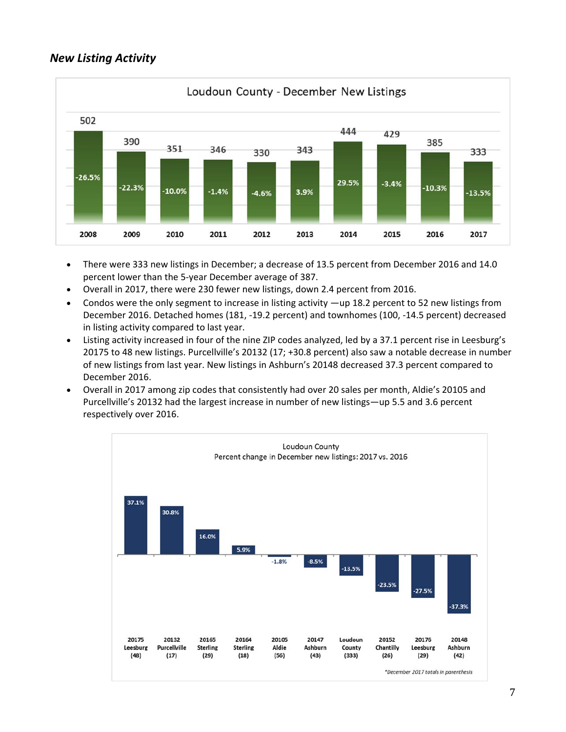### *New Listing Activity*

**Loudoun County - December New Listings**

| Year | New Listings | % Change |
|---|---|---|
| 2008 | 502 | -26.5% |
| 2009 | 390 | -22.3% |
| 2010 | 351 | -10.0% |
| 2011 | 346 | -1.4% |
| 2012 | 330 | -4.6% |
| 2013 | 343 | 3.9% |
| 2014 | 444 | 29.5% |
| 2015 | 429 | -3.4% |
| 2016 | 385 | -10.3% |
| 2017 | 333 | -13.5% |

- There were 333 new listings in December; a decrease of 13.5 percent from December 2016 and 14.0 percent lower than the 5-year December average of 387.
- Overall in 2017, there were 230 fewer new listings, down 2.4 percent from 2016.
- Condos were the only segment to increase in listing activity —up 18.2 percent to 52 new listings from December 2016. Detached homes (181, -19.2 percent) and townhomes (100, -14.5 percent) decreased in listing activity compared to last year.
- Listing activity increased in four of the nine ZIP codes analyzed, led by a 37.1 percent rise in Leesburg's 20175 to 48 new listings. Purcellville's 20132 (17; +30.8 percent) also saw a notable decrease in number of new listings from last year. New listings in Ashburn's 20148 decreased 37.3 percent compared to December 2016.
- Overall in 2017 among zip codes that consistently had over 20 sales per month, Aldie's 20105 and Purcellville's 20132 had the largest increase in number of new listings—up 5.5 and 3.6 percent respectively over 2016.

**Loudoun County**
**Percent change in December new listings: 2017 vs. 2016**

| Area | Percent Change |
|---|---|
| 20175 Leesburg (48) | 37.1% |
| 20132 Purcellville (17) | 30.8% |
| 20165 Sterling (29) | 16.0% |
| 20164 Sterling (18) | 5.9% |
| 20105 Aldie (56) | -1.8% |
| 20147 Ashburn (43) | -8.5% |
| Loudoun County (333) | -13.5% |
| 20152 Chantilly (26) | -23.5% |
| 20176 Leesburg (29) | -27.5% |
| 20148 Ashburn (42) | -37.3% |

*December 2017 totals in parenthesis*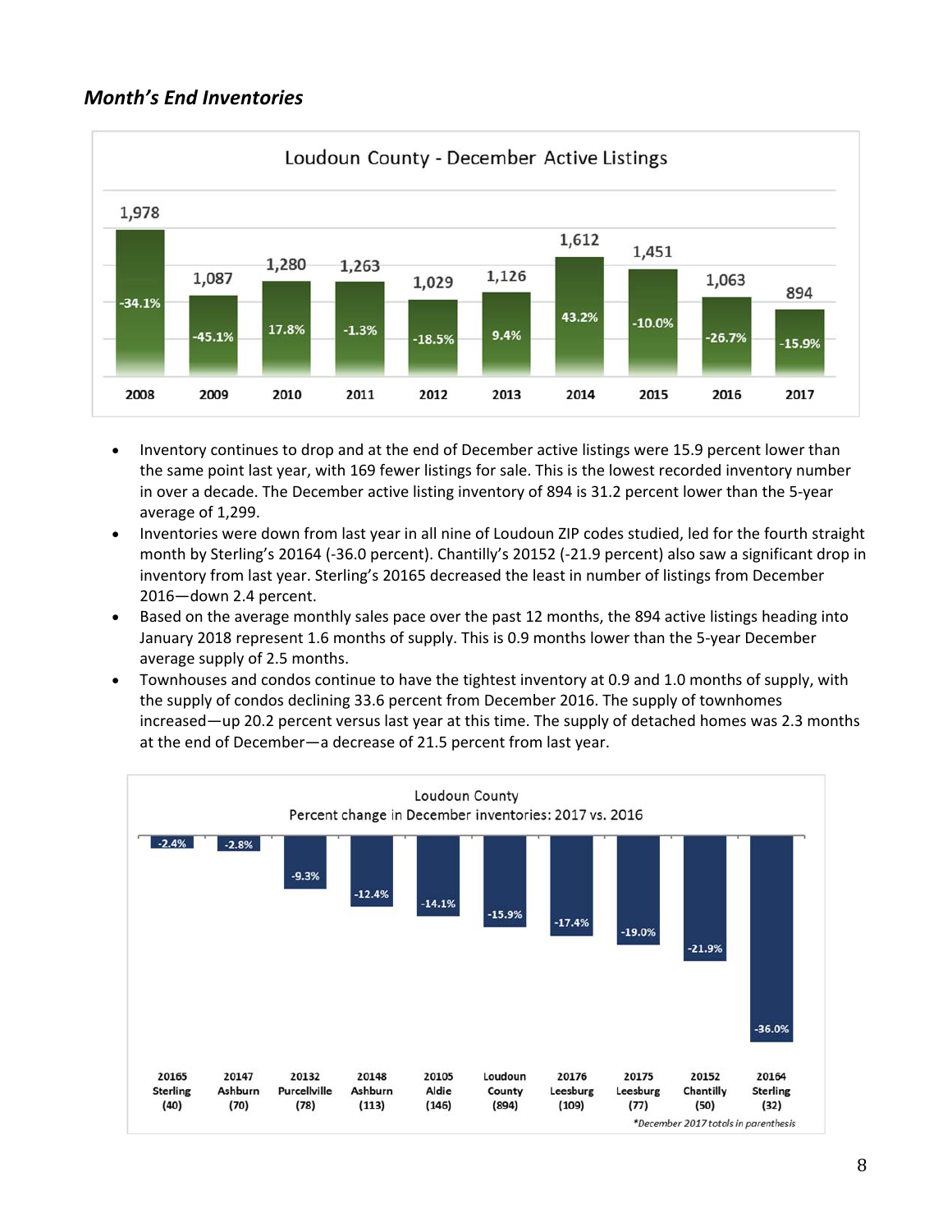### *Month's End Inventories*

**Loudoun County - December Active Listings**

| Year | Active Listings | % Change |
|---|---|---|
| 2008 | 1,978 | -34.1% |
| 2009 | 1,087 | -45.1% |
| 2010 | 1,280 | 17.8% |
| 2011 | 1,263 | -1.3% |
| 2012 | 1,029 | -18.5% |
| 2013 | 1,126 | 9.4% |
| 2014 | 1,612 | 43.2% |
| 2015 | 1,451 | -10.0% |
| 2016 | 1,063 | -26.7% |
| 2017 | 894 | -15.9% |

- Inventory continues to drop and at the end of December active listings were 15.9 percent lower than the same point last year, with 169 fewer listings for sale. This is the lowest recorded inventory number in over a decade. The December active listing inventory of 894 is 31.2 percent lower than the 5-year average of 1,299.
- Inventories were down from last year in all nine of Loudoun ZIP codes studied, led for the fourth straight month by Sterling's 20164 (-36.0 percent). Chantilly's 20152 (-21.9 percent) also saw a significant drop in inventory from last year. Sterling's 20165 decreased the least in number of listings from December 2016—down 2.4 percent.
- Based on the average monthly sales pace over the past 12 months, the 894 active listings heading into January 2018 represent 1.6 months of supply. This is 0.9 months lower than the 5-year December average supply of 2.5 months.
- Townhouses and condos continue to have the tightest inventory at 0.9 and 1.0 months of supply, with the supply of condos declining 33.6 percent from December 2016. The supply of townhomes increased—up 20.2 percent versus last year at this time. The supply of detached homes was 2.3 months at the end of December—a decrease of 21.5 percent from last year.

**Loudoun County**
**Percent change in December inventories: 2017 vs. 2016**

| Area | % Change |
|---|---|
| 20165 Sterling (40) | -2.4% |
| 20147 Ashburn (70) | -2.8% |
| 20132 Purcellville (78) | -9.3% |
| 20148 Ashburn (113) | -12.4% |
| 20105 Aldie (146) | -14.1% |
| Loudoun County (894) | -15.9% |
| 20176 Leesburg (109) | -17.4% |
| 20175 Leesburg (77) | -19.0% |
| 20152 Chantilly (50) | -21.9% |
| 20164 Sterling (32) | -36.0% |

*\*December 2017 totals in parenthesis*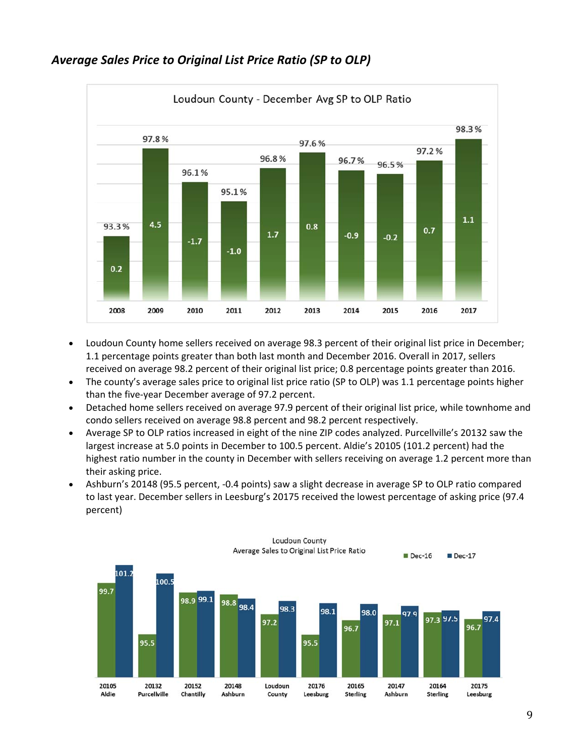### *Average Sales Price to Original List Price Ratio (SP to OLP)*

**Loudoun County - December Avg SP to OLP Ratio**

| Year | Avg SP to OLP Ratio | Change |
|---|---|---|
| 2008 | 93.3 % | 0.2 |
| 2009 | 97.8 % | 4.5 |
| 2010 | 96.1 % | -1.7 |
| 2011 | 95.1 % | -1.0 |
| 2012 | 96.8 % | 1.7 |
| 2013 | 97.6 % | 0.8 |
| 2014 | 96.7 % | -0.9 |
| 2015 | 96.5 % | -0.2 |
| 2016 | 97.2 % | 0.7 |
| 2017 | 98.3 % | 1.1 |

- Loudoun County home sellers received on average 98.3 percent of their original list price in December; 1.1 percentage points greater than both last month and December 2016. Overall in 2017, sellers received on average 98.2 percent of their original list price; 0.8 percentage points greater than 2016.
- The county's average sales price to original list price ratio (SP to OLP) was 1.1 percentage points higher than the five-year December average of 97.2 percent.
- Detached home sellers received on average 97.9 percent of their original list price, while townhome and condo sellers received on average 98.8 percent and 98.2 percent respectively.
- Average SP to OLP ratios increased in eight of the nine ZIP codes analyzed. Purcellville's 20132 saw the largest increase at 5.0 points in December to 100.5 percent. Aldie's 20105 (101.2 percent) had the highest ratio number in the county in December with sellers receiving on average 1.2 percent more than their asking price.
- Ashburn's 20148 (95.5 percent, -0.4 points) saw a slight decrease in average SP to OLP ratio compared to last year. December sellers in Leesburg's 20175 received the lowest percentage of asking price (97.4 percent)

**Loudoun County Average Sales to Original List Price Ratio**

| Area | Dec-16 | Dec-17 |
|---|---|---|
| 20105 Aldie | 99.7 | 101.2 |
| 20132 Purcellville | 95.5 | 100.5 |
| 20152 Chantilly | 98.9 | 99.1 |
| 20148 Ashburn | 98.8 | 98.4 |
| Loudoun County | 97.2 | 98.3 |
| 20176 Leesburg | 95.5 | 98.1 |
| 20165 Sterling | 96.7 | 98.0 |
| 20147 Ashburn | 97.1 | 97.9 |
| 20164 Sterling | 97.3 | 97.5 |
| 20175 Leesburg | 96.7 | 97.4 |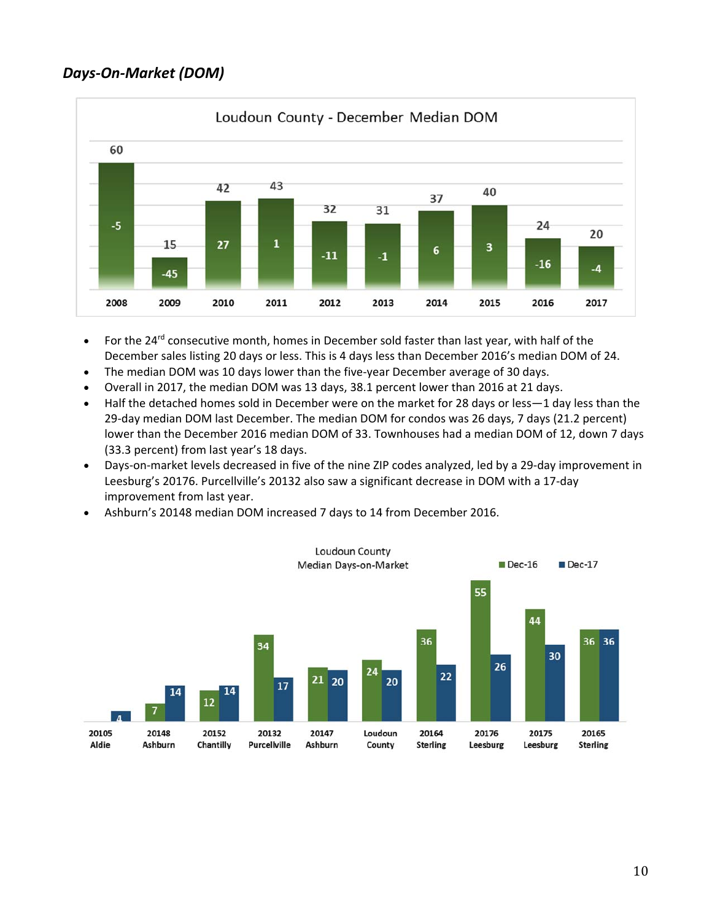## *Days-On-Market (DOM)*

**Loudoun County - December Median DOM**

| Year | Median DOM | Change |
|---|---|---|
| 2008 | 60 | -5 |
| 2009 | 15 | -45 |
| 2010 | 42 | 27 |
| 2011 | 43 | 1 |
| 2012 | 32 | -11 |
| 2013 | 31 | -1 |
| 2014 | 37 | 6 |
| 2015 | 40 | 3 |
| 2016 | 24 | -16 |
| 2017 | 20 | -4 |

- For the 24th consecutive month, homes in December sold faster than last year, with half of the December sales listing 20 days or less. This is 4 days less than December 2016's median DOM of 24.
- The median DOM was 10 days lower than the five-year December average of 30 days.
- Overall in 2017, the median DOM was 13 days, 38.1 percent lower than 2016 at 21 days.
- Half the detached homes sold in December were on the market for 28 days or less—1 day less than the 29-day median DOM last December. The median DOM for condos was 26 days, 7 days (21.2 percent) lower than the December 2016 median DOM of 33. Townhouses had a median DOM of 12, down 7 days (33.3 percent) from last year's 18 days.
- Days-on-market levels decreased in five of the nine ZIP codes analyzed, led by a 29-day improvement in Leesburg's 20176. Purcellville's 20132 also saw a significant decrease in DOM with a 17-day improvement from last year.
- Ashburn's 20148 median DOM increased 7 days to 14 from December 2016.

**Loudoun County Median Days-on-Market**

| Area | Dec-16 | Dec-17 |
|---|---|---|
| 20105 Aldie | | 4 |
| 20148 Ashburn | 7 | 14 |
| 20152 Chantilly | 12 | 14 |
| 20132 Purcellville | 34 | 17 |
| 20147 Ashburn | 21 | 20 |
| Loudoun County | 24 | 20 |
| 20164 Sterling | 36 | 22 |
| 20176 Leesburg | 55 | 26 |
| 20175 Leesburg | 44 | 30 |
| 20165 Sterling | 36 | 36 |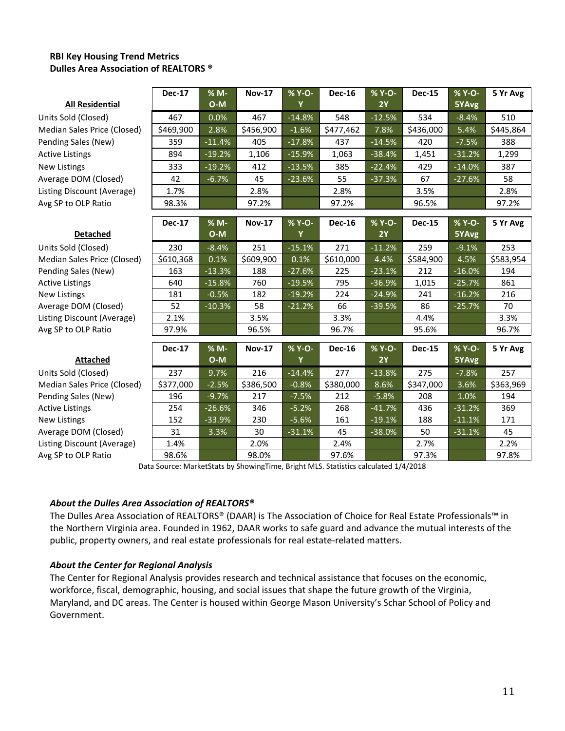**RBI Key Housing Trend Metrics**
**Dulles Area Association of REALTORS ®**

| All Residential | Dec-17 | % M-O-M | Nov-17 | % Y-O-Y | Dec-16 | % Y-O-2Y | Dec-15 | % Y-O-5YAvg | 5 Yr Avg |
|---|---|---|---|---|---|---|---|---|---|
| Units Sold (Closed) | 467 | 0.0% | 467 | -14.8% | 548 | -12.5% | 534 | -8.4% | 510 |
| Median Sales Price (Closed) | $469,900 | 2.8% | $456,900 | -1.6% | $477,462 | 7.8% | $436,000 | 5.4% | $445,864 |
| Pending Sales (New) | 359 | -11.4% | 405 | -17.8% | 437 | -14.5% | 420 | -7.5% | 388 |
| Active Listings | 894 | -19.2% | 1,106 | -15.9% | 1,063 | -38.4% | 1,451 | -31.2% | 1,299 |
| New Listings | 333 | -19.2% | 412 | -13.5% | 385 | -22.4% | 429 | -14.0% | 387 |
| Average DOM (Closed) | 42 | -6.7% | 45 | -23.6% | 55 | -37.3% | 67 | -27.6% | 58 |
| Listing Discount (Average) | 1.7% | | 2.8% | | 2.8% | | 3.5% | | 2.8% |
| Avg SP to OLP Ratio | 98.3% | | 97.2% | | 97.2% | | 96.5% | | 97.2% |

| Detached | Dec-17 | % M-O-M | Nov-17 | % Y-O-Y | Dec-16 | % Y-O-2Y | Dec-15 | % Y-O-5YAvg | 5 Yr Avg |
|---|---|---|---|---|---|---|---|---|---|
| Units Sold (Closed) | 230 | -8.4% | 251 | -15.1% | 271 | -11.2% | 259 | -9.1% | 253 |
| Median Sales Price (Closed) | $610,368 | 0.1% | $609,900 | 0.1% | $610,000 | 4.4% | $584,900 | 4.5% | $583,954 |
| Pending Sales (New) | 163 | -13.3% | 188 | -27.6% | 225 | -23.1% | 212 | -16.0% | 194 |
| Active Listings | 640 | -15.8% | 760 | -19.5% | 795 | -36.9% | 1,015 | -25.7% | 861 |
| New Listings | 181 | -0.5% | 182 | -19.2% | 224 | -24.9% | 241 | -16.2% | 216 |
| Average DOM (Closed) | 52 | -10.3% | 58 | -21.2% | 66 | -39.5% | 86 | -25.7% | 70 |
| Listing Discount (Average) | 2.1% | | 3.5% | | 3.3% | | 4.4% | | 3.3% |
| Avg SP to OLP Ratio | 97.9% | | 96.5% | | 96.7% | | 95.6% | | 96.7% |

| Attached | Dec-17 | % M-O-M | Nov-17 | % Y-O-Y | Dec-16 | % Y-O-2Y | Dec-15 | % Y-O-5YAvg | 5 Yr Avg |
|---|---|---|---|---|---|---|---|---|---|
| Units Sold (Closed) | 237 | 9.7% | 216 | -14.4% | 277 | -13.8% | 275 | -7.8% | 257 |
| Median Sales Price (Closed) | $377,000 | -2.5% | $386,500 | -0.8% | $380,000 | 8.6% | $347,000 | 3.6% | $363,969 |
| Pending Sales (New) | 196 | -9.7% | 217 | -7.5% | 212 | -5.8% | 208 | 1.0% | 194 |
| Active Listings | 254 | -26.6% | 346 | -5.2% | 268 | -41.7% | 436 | -31.2% | 369 |
| New Listings | 152 | -33.9% | 230 | -5.6% | 161 | -19.1% | 188 | -11.1% | 171 |
| Average DOM (Closed) | 31 | 3.3% | 30 | -31.1% | 45 | -38.0% | 50 | -31.1% | 45 |
| Listing Discount (Average) | 1.4% | | 2.0% | | 2.4% | | 2.7% | | 2.2% |
| Avg SP to OLP Ratio | 98.6% | | 98.0% | | 97.6% | | 97.3% | | 97.8% |

Data Source: MarketStats by ShowingTime, Bright MLS. Statistics calculated 1/4/2018

### *About the Dulles Area Association of REALTORS®*

The Dulles Area Association of REALTORS® (DAAR) is The Association of Choice for Real Estate Professionals™ in the Northern Virginia area. Founded in 1962, DAAR works to safe guard and advance the mutual interests of the public, property owners, and real estate professionals for real estate-related matters.

### *About the Center for Regional Analysis*

The Center for Regional Analysis provides research and technical assistance that focuses on the economic, workforce, fiscal, demographic, housing, and social issues that shape the future growth of the Virginia, Maryland, and DC areas. The Center is housed within George Mason University's Schar School of Policy and Government.